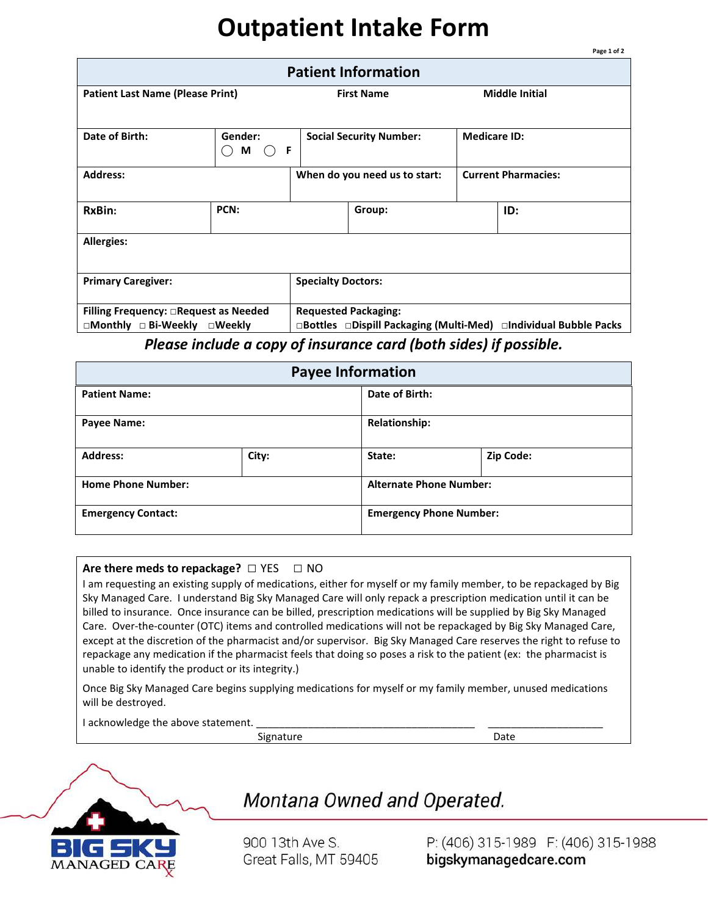# Outpatient Intake Form

| Patient Information | | | |
|---|---|---|---|
| **Patient Last Name (Please Print)** | **First Name** | **Middle Initial** | |
| **Date of Birth:** | **Gender:** ◯ M ◯ F | **Social Security Number:** | **Medicare ID:** |
| **Address:** | **When do you need us to start:** | **Current Pharmacies:** | |
| **RxBin:** | **PCN:** | **Group:** | **ID:** |
| **Allergies:** | | | |
| **Primary Caregiver:** | **Specialty Doctors:** | | |
| **Filling Frequency:** □Request as Needed □Monthly □ Bi-Weekly □Weekly | **Requested Packaging:** □Bottles □Dispill Packaging (Multi-Med) □Individual Bubble Packs | | |

***Please include a copy of insurance card (both sides) if possible.***

| Payee Information | | | |
|---|---|---|---|
| **Patient Name:** | | **Date of Birth:** | |
| **Payee Name:** | | **Relationship:** | |
| **Address:** | **City:** | **State:** | **Zip Code:** |
| **Home Phone Number:** | | **Alternate Phone Number:** | |
| **Emergency Contact:** | | **Emergency Phone Number:** | |

**Are there meds to repackage?** □ YES □ NO

I am requesting an existing supply of medications, either for myself or my family member, to be repackaged by Big Sky Managed Care. I understand Big Sky Managed Care will only repack a prescription medication until it can be billed to insurance. Once insurance can be billed, prescription medications will be supplied by Big Sky Managed Care. Over-the-counter (OTC) items and controlled medications will not be repackaged by Big Sky Managed Care, except at the discretion of the pharmacist and/or supervisor. Big Sky Managed Care reserves the right to refuse to repackage any medication if the pharmacist feels that doing so poses a risk to the patient (ex: the pharmacist is unable to identify the product or its integrity.)

Once Big Sky Managed Care begins supplying medications for myself or my family member, unused medications will be destroyed.

I acknowledge the above statement. ________________________________________ ____________________

Signature Date

BIG SKY MANAGED CARE

*Montana Owned and Operated.*

900 13th Ave S.
Great Falls, MT 59405

P: (406) 315-1989 F: (406) 315-1988
bigskymanagedcare.com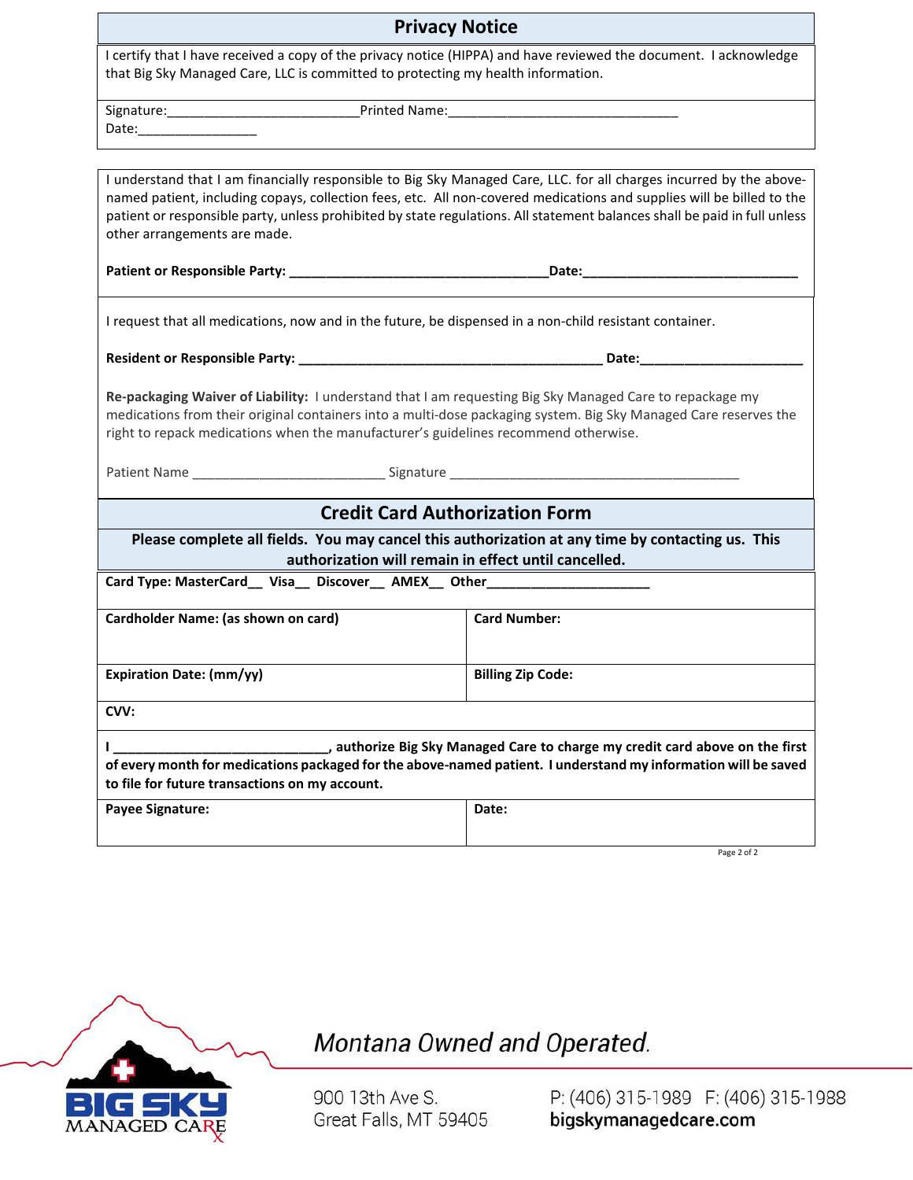## Privacy Notice

I certify that I have received a copy of the privacy notice (HIPPA) and have reviewed the document. I acknowledge that Big Sky Managed Care, LLC is committed to protecting my health information.

Signature:__________________________ Printed Name:_______________________________

Date:________________

I understand that I am financially responsible to Big Sky Managed Care, LLC. for all charges incurred by the above-named patient, including copays, collection fees, etc. All non-covered medications and supplies will be billed to the patient or responsible party, unless prohibited by state regulations. All statement balances shall be paid in full unless other arrangements are made.

**Patient or Responsible Party: ___________________________________Date:_____________________________**

I request that all medications, now and in the future, be dispensed in a non-child resistant container.

**Resident or Responsible Party: _________________________________________ Date:______________________**

**Re-packaging Waiver of Liability:** I understand that I am requesting Big Sky Managed Care to repackage my medications from their original containers into a multi-dose packaging system. Big Sky Managed Care reserves the right to repack medications when the manufacturer's guidelines recommend otherwise.

Patient Name __________________________ Signature _______________________________________

## Credit Card Authorization Form

**Please complete all fields. You may cancel this authorization at any time by contacting us. This authorization will remain in effect until cancelled.**

**Card Type: MasterCard__ Visa__ Discover__ AMEX__ Other______________________**

| | |
|---|---|
| **Cardholder Name: (as shown on card)** | **Card Number:** |
| **Expiration Date: (mm/yy)** | **Billing Zip Code:** |
| **CVV:** | |

**I _____________________________, authorize Big Sky Managed Care to charge my credit card above on the first of every month for medications packaged for the above-named patient. I understand my information will be saved to file for future transactions on my account.**

| | |
|---|---|
| **Payee Signature:** | **Date:** |

BIG SKY MANAGED CARE

*Montana Owned and Operated.*

900 13th Ave S.
Great Falls, MT 59405

P: (406) 315-1989 F: (406) 315-1988
bigskymanagedcare.com